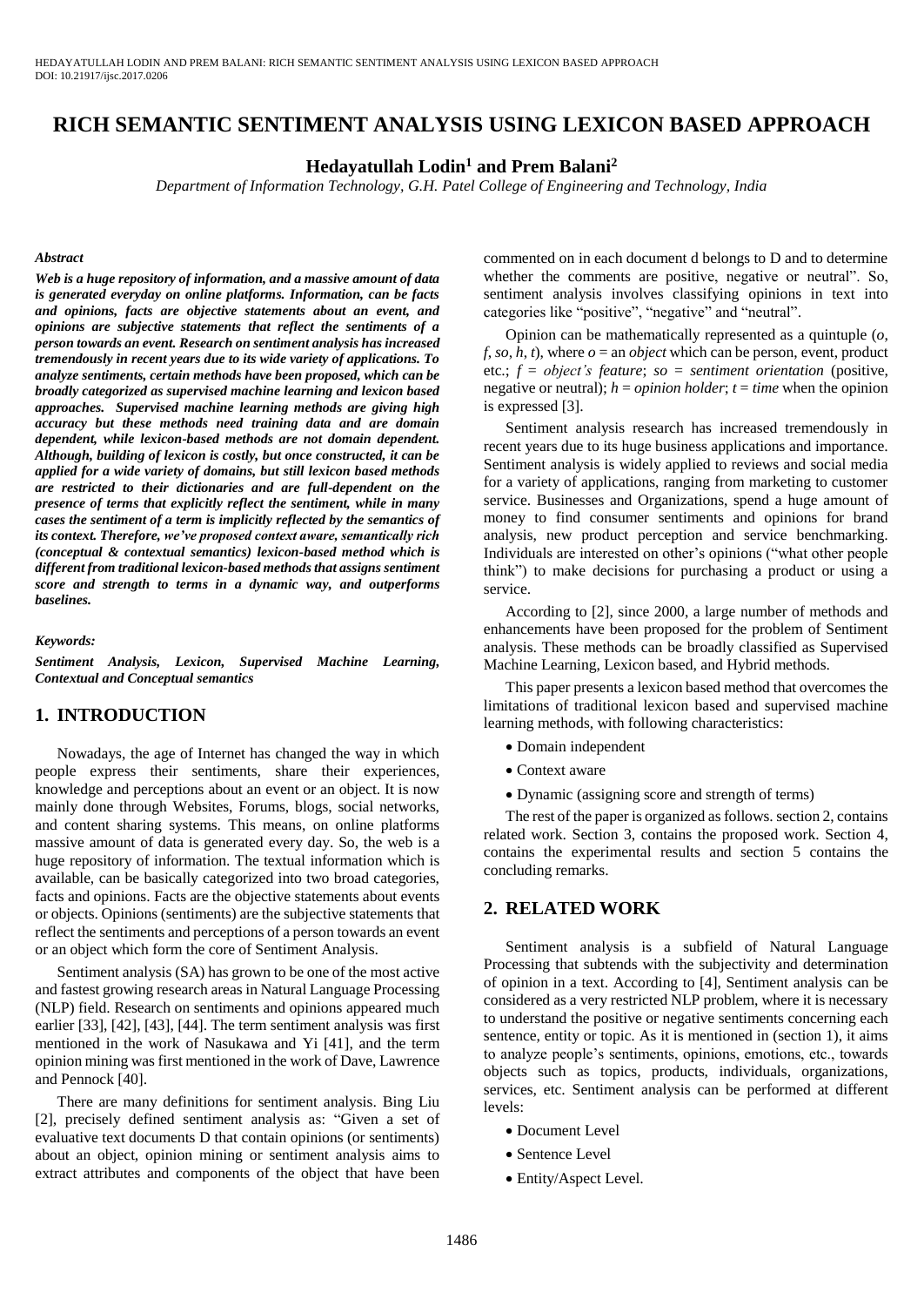# RICH SEMANTIC SENTIMENT ANALYSIS USING LEXICON BASED APPROACH

**Hedayatullah Lodin[1] and Prem Balani[2]**

*Department of Information Technology, G.H. Patel College of Engineering and Technology, India*

***Abstract***

***Web is a huge repository of information, and a massive amount of data is generated everyday on online platforms. Information, can be facts and opinions, facts are objective statements about an event, and opinions are subjective statements that reflect the sentiments of a person towards an event. Research on sentiment analysis has increased tremendously in recent years due to its wide variety of applications. To analyze sentiments, certain methods have been proposed, which can be broadly categorized as supervised machine learning and lexicon based approaches. Supervised machine learning methods are giving high accuracy but these methods need training data and are domain dependent, while lexicon-based methods are not domain dependent. Although, building of lexicon is costly, but once constructed, it can be applied for a wide variety of domains, but still lexicon based methods are restricted to their dictionaries and are full-dependent on the presence of terms that explicitly reflect the sentiment, while in many cases the sentiment of a term is implicitly reflected by the semantics of its context. Therefore, we've proposed context aware, semantically rich (conceptual & contextual semantics) lexicon-based method which is different from traditional lexicon-based methods that assigns sentiment score and strength to terms in a dynamic way, and outperforms baselines.***

***Keywords:***

***Sentiment Analysis, Lexicon, Supervised Machine Learning, Contextual and Conceptual semantics***

## 1. INTRODUCTION

Nowadays, the age of Internet has changed the way in which people express their sentiments, share their experiences, knowledge and perceptions about an event or an object. It is now mainly done through Websites, Forums, blogs, social networks, and content sharing systems. This means, on online platforms massive amount of data is generated every day. So, the web is a huge repository of information. The textual information which is available, can be basically categorized into two broad categories, facts and opinions. Facts are the objective statements about events or objects. Opinions (sentiments) are the subjective statements that reflect the sentiments and perceptions of a person towards an event or an object which form the core of Sentiment Analysis.

Sentiment analysis (SA) has grown to be one of the most active and fastest growing research areas in Natural Language Processing (NLP) field. Research on sentiments and opinions appeared much earlier [33], [42], [43], [44]. The term sentiment analysis was first mentioned in the work of Nasukawa and Yi [41], and the term opinion mining was first mentioned in the work of Dave, Lawrence and Pennock [40].

There are many definitions for sentiment analysis. Bing Liu [2], precisely defined sentiment analysis as: "Given a set of evaluative text documents D that contain opinions (or sentiments) about an object, opinion mining or sentiment analysis aims to extract attributes and components of the object that have been commented on in each document d belongs to D and to determine whether the comments are positive, negative or neutral". So, sentiment analysis involves classifying opinions in text into categories like "positive", "negative" and "neutral".

Opinion can be mathematically represented as a quintuple ($o$, $f$, $so$, $h$, $t$), where $o$ = an *object* which can be person, event, product etc.; $f$ = *object's feature*; $so$ = *sentiment orientation* (positive, negative or neutral); $h$ = *opinion holder*; $t$ = *time* when the opinion is expressed [3].

Sentiment analysis research has increased tremendously in recent years due to its huge business applications and importance. Sentiment analysis is widely applied to reviews and social media for a variety of applications, ranging from marketing to customer service. Businesses and Organizations, spend a huge amount of money to find consumer sentiments and opinions for brand analysis, new product perception and service benchmarking. Individuals are interested on other's opinions ("what other people think") to make decisions for purchasing a product or using a service.

According to [2], since 2000, a large number of methods and enhancements have been proposed for the problem of Sentiment analysis. These methods can be broadly classified as Supervised Machine Learning, Lexicon based, and Hybrid methods.

This paper presents a lexicon based method that overcomes the limitations of traditional lexicon based and supervised machine learning methods, with following characteristics:

- Domain independent
- Context aware
- Dynamic (assigning score and strength of terms)

The rest of the paper is organized as follows. section 2, contains related work. Section 3, contains the proposed work. Section 4, contains the experimental results and section 5 contains the concluding remarks.

## 2. RELATED WORK

Sentiment analysis is a subfield of Natural Language Processing that subtends with the subjectivity and determination of opinion in a text. According to [4], Sentiment analysis can be considered as a very restricted NLP problem, where it is necessary to understand the positive or negative sentiments concerning each sentence, entity or topic. As it is mentioned in (section 1), it aims to analyze people's sentiments, opinions, emotions, etc., towards objects such as topics, products, individuals, organizations, services, etc. Sentiment analysis can be performed at different levels:

- Document Level
- Sentence Level
- Entity/Aspect Level.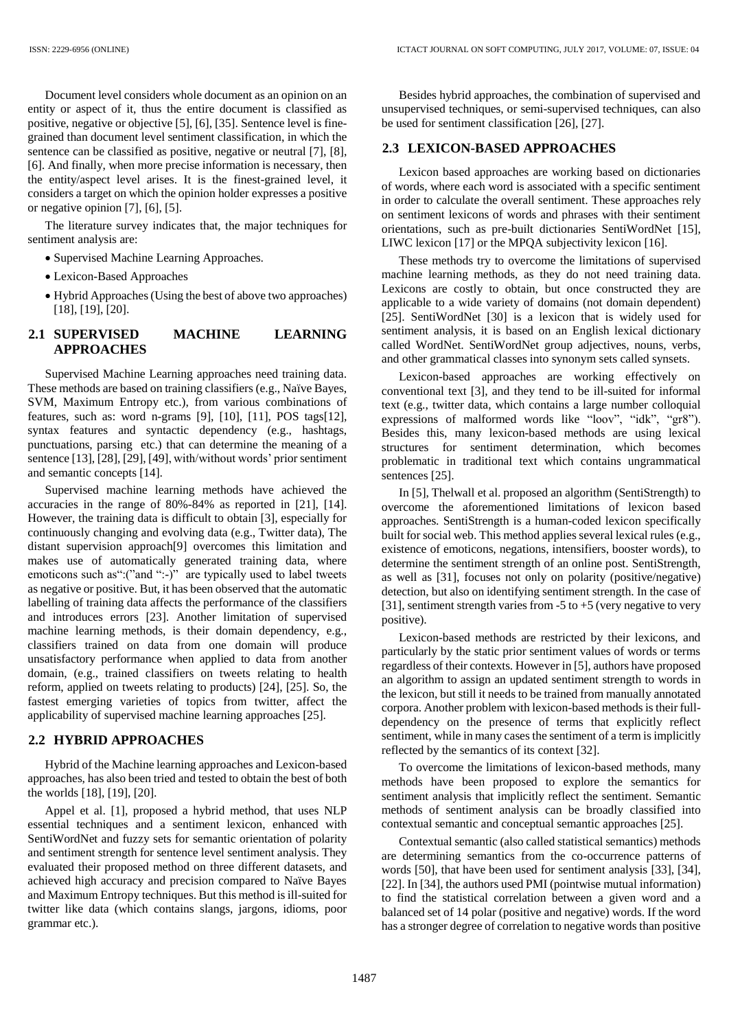Document level considers whole document as an opinion on an entity or aspect of it, thus the entire document is classified as positive, negative or objective [5], [6], [35]. Sentence level is fine-grained than document level sentiment classification, in which the sentence can be classified as positive, negative or neutral [7], [8], [6]. And finally, when more precise information is necessary, then the entity/aspect level arises. It is the finest-grained level, it considers a target on which the opinion holder expresses a positive or negative opinion [7], [6], [5].

The literature survey indicates that, the major techniques for sentiment analysis are:

- Supervised Machine Learning Approaches.
- Lexicon-Based Approaches
- Hybrid Approaches (Using the best of above two approaches) [18], [19], [20].

## 2.1 SUPERVISED MACHINE LEARNING APPROACHES

Supervised Machine Learning approaches need training data. These methods are based on training classifiers (e.g., Naïve Bayes, SVM, Maximum Entropy etc.), from various combinations of features, such as: word n-grams [9], [10], [11], POS tags[12], syntax features and syntactic dependency (e.g., hashtags, punctuations, parsing etc.) that can determine the meaning of a sentence [13], [28], [29], [49], with/without words' prior sentiment and semantic concepts [14].

Supervised machine learning methods have achieved the accuracies in the range of 80%-84% as reported in [21], [14]. However, the training data is difficult to obtain [3], especially for continuously changing and evolving data (e.g., Twitter data), The distant supervision approach[9] overcomes this limitation and makes use of automatically generated training data, where emoticons such as":("and ":-)" are typically used to label tweets as negative or positive. But, it has been observed that the automatic labelling of training data affects the performance of the classifiers and introduces errors [23]. Another limitation of supervised machine learning methods, is their domain dependency, e.g., classifiers trained on data from one domain will produce unsatisfactory performance when applied to data from another domain, (e.g., trained classifiers on tweets relating to health reform, applied on tweets relating to products) [24], [25]. So, the fastest emerging varieties of topics from twitter, affect the applicability of supervised machine learning approaches [25].

## 2.2 HYBRID APPROACHES

Hybrid of the Machine learning approaches and Lexicon-based approaches, has also been tried and tested to obtain the best of both the worlds [18], [19], [20].

Appel et al. [1], proposed a hybrid method, that uses NLP essential techniques and a sentiment lexicon, enhanced with SentiWordNet and fuzzy sets for semantic orientation of polarity and sentiment strength for sentence level sentiment analysis. They evaluated their proposed method on three different datasets, and achieved high accuracy and precision compared to Naïve Bayes and Maximum Entropy techniques. But this method is ill-suited for twitter like data (which contains slangs, jargons, idioms, poor grammar etc.).

Besides hybrid approaches, the combination of supervised and unsupervised techniques, or semi-supervised techniques, can also be used for sentiment classification [26], [27].

## 2.3 LEXICON-BASED APPROACHES

Lexicon based approaches are working based on dictionaries of words, where each word is associated with a specific sentiment in order to calculate the overall sentiment. These approaches rely on sentiment lexicons of words and phrases with their sentiment orientations, such as pre-built dictionaries SentiWordNet [15], LIWC lexicon [17] or the MPQA subjectivity lexicon [16].

These methods try to overcome the limitations of supervised machine learning methods, as they do not need training data. Lexicons are costly to obtain, but once constructed they are applicable to a wide variety of domains (not domain dependent) [25]. SentiWordNet [30] is a lexicon that is widely used for sentiment analysis, it is based on an English lexical dictionary called WordNet. SentiWordNet group adjectives, nouns, verbs, and other grammatical classes into synonym sets called synsets.

Lexicon-based approaches are working effectively on conventional text [3], and they tend to be ill-suited for informal text (e.g., twitter data, which contains a large number colloquial expressions of malformed words like "loov", "idk", "gr8"). Besides this, many lexicon-based methods are using lexical structures for sentiment determination, which becomes problematic in traditional text which contains ungrammatical sentences [25].

In [5], Thelwall et al. proposed an algorithm (SentiStrength) to overcome the aforementioned limitations of lexicon based approaches. SentiStrength is a human-coded lexicon specifically built for social web. This method applies several lexical rules (e.g., existence of emoticons, negations, intensifiers, booster words), to determine the sentiment strength of an online post. SentiStrength, as well as [31], focuses not only on polarity (positive/negative) detection, but also on identifying sentiment strength. In the case of [31], sentiment strength varies from -5 to +5 (very negative to very positive).

Lexicon-based methods are restricted by their lexicons, and particularly by the static prior sentiment values of words or terms regardless of their contexts. However in [5], authors have proposed an algorithm to assign an updated sentiment strength to words in the lexicon, but still it needs to be trained from manually annotated corpora. Another problem with lexicon-based methods is their full-dependency on the presence of terms that explicitly reflect sentiment, while in many cases the sentiment of a term is implicitly reflected by the semantics of its context [32].

To overcome the limitations of lexicon-based methods, many methods have been proposed to explore the semantics for sentiment analysis that implicitly reflect the sentiment. Semantic methods of sentiment analysis can be broadly classified into contextual semantic and conceptual semantic approaches [25].

Contextual semantic (also called statistical semantics) methods are determining semantics from the co-occurrence patterns of words [50], that have been used for sentiment analysis [33], [34], [22]. In [34], the authors used PMI (pointwise mutual information) to find the statistical correlation between a given word and a balanced set of 14 polar (positive and negative) words. If the word has a stronger degree of correlation to negative words than positive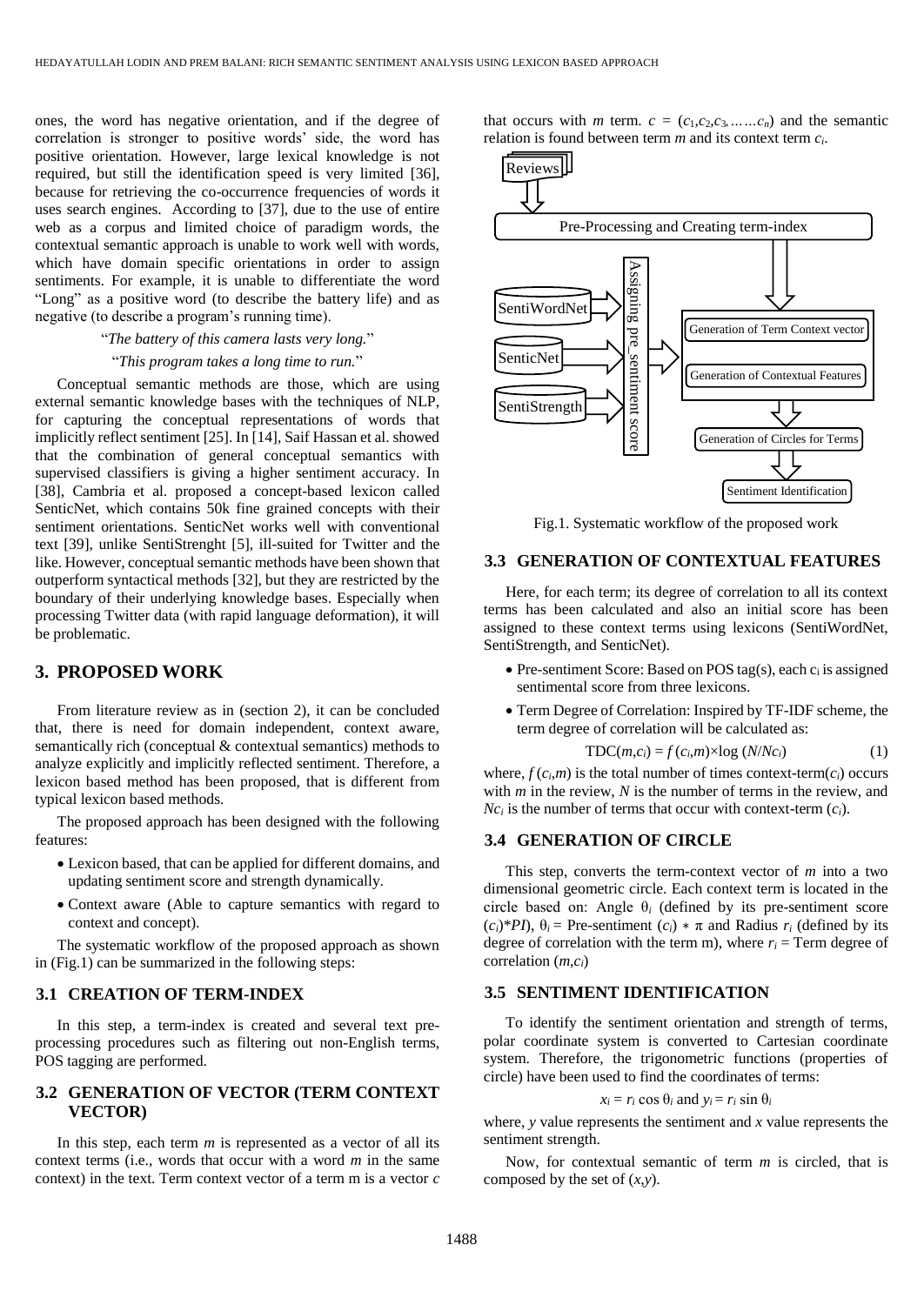ones, the word has negative orientation, and if the degree of correlation is stronger to positive words' side, the word has positive orientation. However, large lexical knowledge is not required, but still the identification speed is very limited [36], because for retrieving the co-occurrence frequencies of words it uses search engines. According to [37], due to the use of entire web as a corpus and limited choice of paradigm words, the contextual semantic approach is unable to work well with words, which have domain specific orientations in order to assign sentiments. For example, it is unable to differentiate the word "Long" as a positive word (to describe the battery life) and as negative (to describe a program's running time).

"*The battery of this camera lasts very long.*"

"*This program takes a long time to run.*"

Conceptual semantic methods are those, which are using external semantic knowledge bases with the techniques of NLP, for capturing the conceptual representations of words that implicitly reflect sentiment [25]. In [14], Saif Hassan et al. showed that the combination of general conceptual semantics with supervised classifiers is giving a higher sentiment accuracy. In [38], Cambria et al. proposed a concept-based lexicon called SenticNet, which contains 50k fine grained concepts with their sentiment orientations. SenticNet works well with conventional text [39], unlike SentiStrenght [5], ill-suited for Twitter and the like. However, conceptual semantic methods have been shown that outperform syntactical methods [32], but they are restricted by the boundary of their underlying knowledge bases. Especially when processing Twitter data (with rapid language deformation), it will be problematic.

## 3. PROPOSED WORK

From literature review as in (section 2), it can be concluded that, there is need for domain independent, context aware, semantically rich (conceptual & contextual semantics) methods to analyze explicitly and implicitly reflected sentiment. Therefore, a lexicon based method has been proposed, that is different from typical lexicon based methods.

The proposed approach has been designed with the following features:

- Lexicon based, that can be applied for different domains, and updating sentiment score and strength dynamically.
- Context aware (Able to capture semantics with regard to context and concept).

The systematic workflow of the proposed approach as shown in (Fig.1) can be summarized in the following steps:

### 3.1 CREATION OF TERM-INDEX

In this step, a term-index is created and several text pre-processing procedures such as filtering out non-English terms, POS tagging are performed.

### 3.2 GENERATION OF VECTOR (TERM CONTEXT VECTOR)

In this step, each term $m$ is represented as a vector of all its context terms (i.e., words that occur with a word $m$ in the same context) in the text. Term context vector of a term m is a vector $c$ that occurs with $m$ term. $c = (c_1, c_2, c_3, \ldots\ldots c_n)$ and the semantic relation is found between term $m$ and its context term $c_i$.

Reviews → Pre-Processing and Creating term-index → Generation of Term Context vector / Generation of Contextual Features (with SentiWordNet, SenticNet, SentiStrength → Assigning pre_sentiment score) → Generation of Circles for Terms → Sentiment Identification

Fig.1. Systematic workflow of the proposed work

### 3.3 GENERATION OF CONTEXTUAL FEATURES

Here, for each term; its degree of correlation to all its context terms has been calculated and also an initial score has been assigned to these context terms using lexicons (SentiWordNet, SentiStrength, and SenticNet).

- Pre-sentiment Score: Based on POS tag(s), each $c_i$ is assigned sentimental score from three lexicons.
- Term Degree of Correlation: Inspired by TF-IDF scheme, the term degree of correlation will be calculated as:

$$\text{TDC}(m,c_i) = f(c_i,m)\times\log(N/Nc_i) \tag{1}$$

where, $f(c_i,m)$ is the total number of times context-term($c_i$) occurs with $m$ in the review, $N$ is the number of terms in the review, and $Nc_i$ is the number of terms that occur with context-term ($c_i$).

### 3.4 GENERATION OF CIRCLE

This step, converts the term-context vector of $m$ into a two dimensional geometric circle. Each context term is located in the circle based on: Angle $\theta_i$ (defined by its pre-sentiment score $(c_i)$*$PI$), $\theta_i$ = Pre-sentiment $(c_i) * \pi$ and Radius $r_i$ (defined by its degree of correlation with the term m), where $r_i$ = Term degree of correlation $(m,c_i)$

### 3.5 SENTIMENT IDENTIFICATION

To identify the sentiment orientation and strength of terms, polar coordinate system is converted to Cartesian coordinate system. Therefore, the trigonometric functions (properties of circle) have been used to find the coordinates of terms:

$$x_i = r_i \cos\theta_i \text{ and } y_i = r_i \sin\theta_i$$

where, $y$ value represents the sentiment and $x$ value represents the sentiment strength.

Now, for contextual semantic of term $m$ is circled, that is composed by the set of $(x,y)$.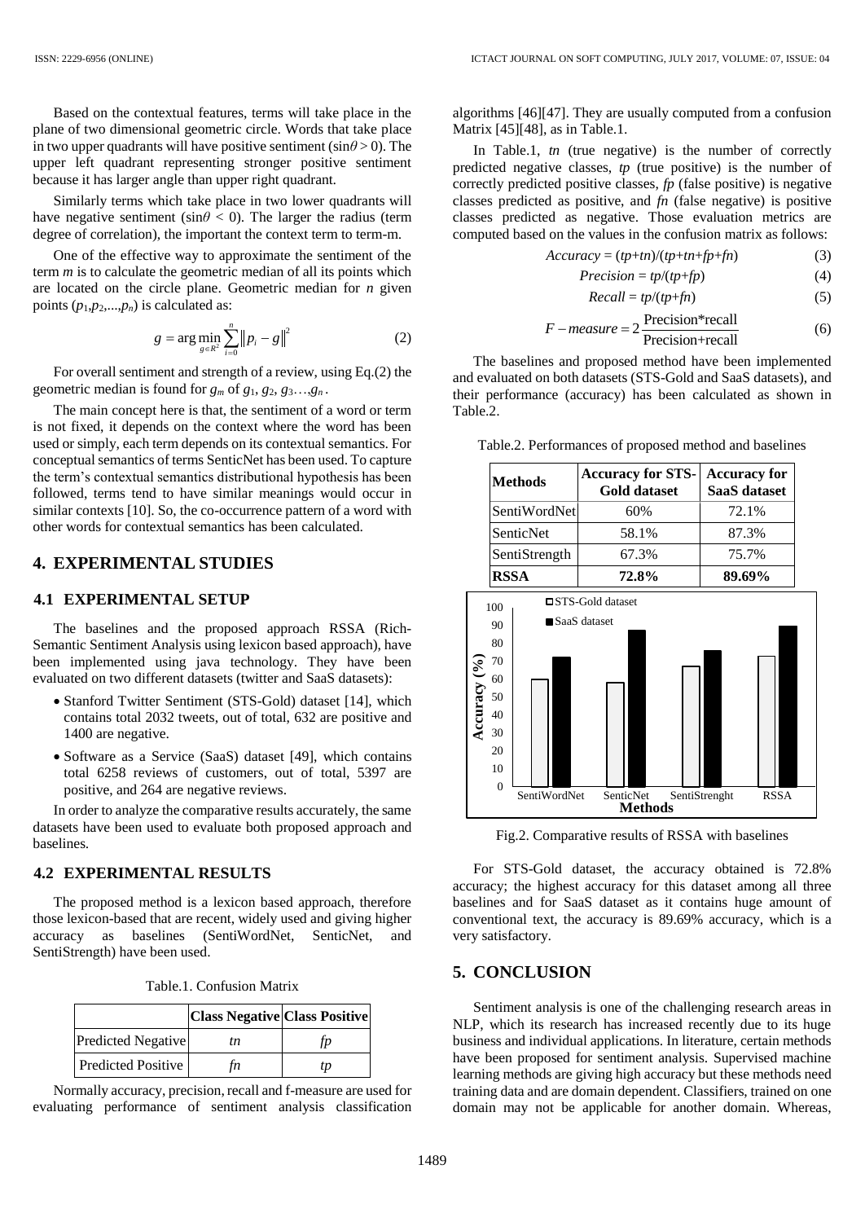Based on the contextual features, terms will take place in the plane of two dimensional geometric circle. Words that take place in two upper quadrants will have positive sentiment ($\sin\theta > 0$). The upper left quadrant representing stronger positive sentiment because it has larger angle than upper right quadrant.

Similarly terms which take place in two lower quadrants will have negative sentiment ($\sin\theta < 0$). The larger the radius (term degree of correlation), the important the context term to term-m.

One of the effective way to approximate the sentiment of the term $m$ is to calculate the geometric median of all its points which are located on the circle plane. Geometric median for $n$ given points $(p_1, p_2, ..., p_n)$ is calculated as:

$$g = \arg\min_{g \in R^2} \sum_{i=0}^{n} \left\| p_i - g \right\|^2 \tag{2}$$

For overall sentiment and strength of a review, using Eq.(2) the geometric median is found for $g_m$ of $g_1, g_2, g_3 \ldots g_n$.

The main concept here is that, the sentiment of a word or term is not fixed, it depends on the context where the word has been used or simply, each term depends on its contextual semantics. For conceptual semantics of terms SenticNet has been used. To capture the term's contextual semantics distributional hypothesis has been followed, terms tend to have similar meanings would occur in similar contexts [10]. So, the co-occurrence pattern of a word with other words for contextual semantics has been calculated.

## 4. EXPERIMENTAL STUDIES

### 4.1 EXPERIMENTAL SETUP

The baselines and the proposed approach RSSA (Rich-Semantic Sentiment Analysis using lexicon based approach), have been implemented using java technology. They have been evaluated on two different datasets (twitter and SaaS datasets):

- Stanford Twitter Sentiment (STS-Gold) dataset [14], which contains total 2032 tweets, out of total, 632 are positive and 1400 are negative.
- Software as a Service (SaaS) dataset [49], which contains total 6258 reviews of customers, out of total, 5397 are positive, and 264 are negative reviews.

In order to analyze the comparative results accurately, the same datasets have been used to evaluate both proposed approach and baselines.

### 4.2 EXPERIMENTAL RESULTS

The proposed method is a lexicon based approach, therefore those lexicon-based that are recent, widely used and giving higher accuracy as baselines (SentiWordNet, SenticNet, and SentiStrength) have been used.

Table.1. Confusion Matrix

| | Class Negative | Class Positive |
|---|---|---|
| Predicted Negative | *tn* | *fp* |
| Predicted Positive | *fn* | *tp* |

Normally accuracy, precision, recall and f-measure are used for evaluating performance of sentiment analysis classification algorithms [46][47]. They are usually computed from a confusion Matrix [45][48], as in Table.1.

In Table.1, $tn$ (true negative) is the number of correctly predicted negative classes, $tp$ (true positive) is the number of correctly predicted positive classes, $fp$ (false positive) is negative classes predicted as positive, and $fn$ (false negative) is positive classes predicted as negative. Those evaluation metrics are computed based on the values in the confusion matrix as follows:

$$Accuracy = (tp+tn)/(tp+tn+fp+fn) \tag{3}$$

$$Precision = tp/(tp+fp) \tag{4}$$

$$Recall = tp/(tp+fn) \tag{5}$$

$$F-measure = 2\frac{\text{Precision*recall}}{\text{Precision+recall}} \tag{6}$$

The baselines and proposed method have been implemented and evaluated on both datasets (STS-Gold and SaaS datasets), and their performance (accuracy) has been calculated as shown in Table.2.

Table.2. Performances of proposed method and baselines

| Methods | Accuracy for STS-Gold dataset | Accuracy for SaaS dataset |
|---|---|---|
| SentiWordNet | 60% | 72.1% |
| SenticNet | 58.1% | 87.3% |
| SentiStrength | 67.3% | 75.7% |
| **RSSA** | **72.8%** | **89.69%** |

Fig.2. Comparative results of RSSA with baselines

For STS-Gold dataset, the accuracy obtained is 72.8% accuracy; the highest accuracy for this dataset among all three baselines and for SaaS dataset as it contains huge amount of conventional text, the accuracy is 89.69% accuracy, which is a very satisfactory.

## 5. CONCLUSION

Sentiment analysis is one of the challenging research areas in NLP, which its research has increased recently due to its huge business and individual applications. In literature, certain methods have been proposed for sentiment analysis. Supervised machine learning methods are giving high accuracy but these methods need training data and are domain dependent. Classifiers, trained on one domain may not be applicable for another domain. Whereas,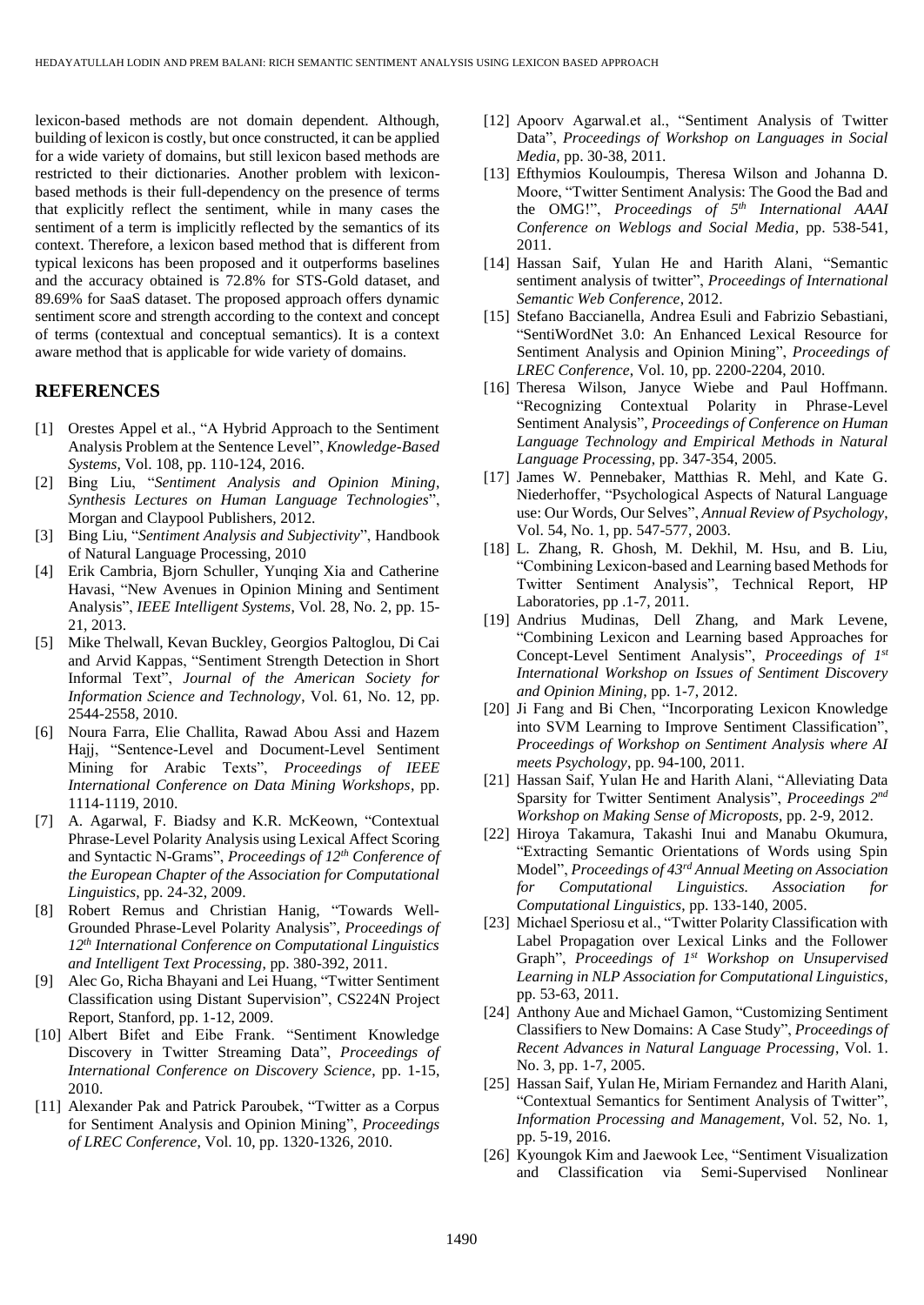lexicon-based methods are not domain dependent. Although, building of lexicon is costly, but once constructed, it can be applied for a wide variety of domains, but still lexicon based methods are restricted to their dictionaries. Another problem with lexicon-based methods is their full-dependency on the presence of terms that explicitly reflect the sentiment, while in many cases the sentiment of a term is implicitly reflected by the semantics of its context. Therefore, a lexicon based method that is different from typical lexicons has been proposed and it outperforms baselines and the accuracy obtained is 72.8% for STS-Gold dataset, and 89.69% for SaaS dataset. The proposed approach offers dynamic sentiment score and strength according to the context and concept of terms (contextual and conceptual semantics). It is a context aware method that is applicable for wide variety of domains.

## REFERENCES

[1] Orestes Appel et al., "A Hybrid Approach to the Sentiment Analysis Problem at the Sentence Level", *Knowledge-Based Systems*, Vol. 108, pp. 110-124, 2016.

[2] Bing Liu, "*Sentiment Analysis and Opinion Mining, Synthesis Lectures on Human Language Technologies*", Morgan and Claypool Publishers, 2012.

[3] Bing Liu, "*Sentiment Analysis and Subjectivity*", Handbook of Natural Language Processing, 2010

[4] Erik Cambria, Bjorn Schuller, Yunqing Xia and Catherine Havasi, "New Avenues in Opinion Mining and Sentiment Analysis", *IEEE Intelligent Systems*, Vol. 28, No. 2, pp. 15-21, 2013.

[5] Mike Thelwall, Kevan Buckley, Georgios Paltoglou, Di Cai and Arvid Kappas, "Sentiment Strength Detection in Short Informal Text", *Journal of the American Society for Information Science and Technology*, Vol. 61, No. 12, pp. 2544-2558, 2010.

[6] Noura Farra, Elie Challita, Rawad Abou Assi and Hazem Hajj, "Sentence-Level and Document-Level Sentiment Mining for Arabic Texts", *Proceedings of IEEE International Conference on Data Mining Workshops*, pp. 1114-1119, 2010.

[7] A. Agarwal, F. Biadsy and K.R. McKeown, "Contextual Phrase-Level Polarity Analysis using Lexical Affect Scoring and Syntactic N-Grams", *Proceedings of 12th Conference of the European Chapter of the Association for Computational Linguistics*, pp. 24-32, 2009.

[8] Robert Remus and Christian Hanig, "Towards Well-Grounded Phrase-Level Polarity Analysis", *Proceedings of 12th International Conference on Computational Linguistics and Intelligent Text Processing*, pp. 380-392, 2011.

[9] Alec Go, Richa Bhayani and Lei Huang, "Twitter Sentiment Classification using Distant Supervision", CS224N Project Report, Stanford, pp. 1-12, 2009.

[10] Albert Bifet and Eibe Frank. "Sentiment Knowledge Discovery in Twitter Streaming Data", *Proceedings of International Conference on Discovery Science*, pp. 1-15, 2010.

[11] Alexander Pak and Patrick Paroubek, "Twitter as a Corpus for Sentiment Analysis and Opinion Mining", *Proceedings of LREC Conference*, Vol. 10, pp. 1320-1326, 2010.

[12] Apoorv Agarwal.et al., "Sentiment Analysis of Twitter Data", *Proceedings of Workshop on Languages in Social Media*, pp. 30-38, 2011.

[13] Efthymios Kouloumpis, Theresa Wilson and Johanna D. Moore, "Twitter Sentiment Analysis: The Good the Bad and the OMG!", *Proceedings of 5th International AAAI Conference on Weblogs and Social Media*, pp. 538-541, 2011.

[14] Hassan Saif, Yulan He and Harith Alani, "Semantic sentiment analysis of twitter", *Proceedings of International Semantic Web Conference*, 2012.

[15] Stefano Baccianella, Andrea Esuli and Fabrizio Sebastiani, "SentiWordNet 3.0: An Enhanced Lexical Resource for Sentiment Analysis and Opinion Mining", *Proceedings of LREC Conference*, Vol. 10, pp. 2200-2204, 2010.

[16] Theresa Wilson, Janyce Wiebe and Paul Hoffmann. "Recognizing Contextual Polarity in Phrase-Level Sentiment Analysis", *Proceedings of Conference on Human Language Technology and Empirical Methods in Natural Language Processing*, pp. 347-354, 2005.

[17] James W. Pennebaker, Matthias R. Mehl, and Kate G. Niederhoffer, "Psychological Aspects of Natural Language use: Our Words, Our Selves", *Annual Review of Psychology*, Vol. 54, No. 1, pp. 547-577, 2003.

[18] L. Zhang, R. Ghosh, M. Dekhil, M. Hsu, and B. Liu, "Combining Lexicon-based and Learning based Methods for Twitter Sentiment Analysis", Technical Report, HP Laboratories, pp .1-7, 2011.

[19] Andrius Mudinas, Dell Zhang, and Mark Levene, "Combining Lexicon and Learning based Approaches for Concept-Level Sentiment Analysis", *Proceedings of 1st International Workshop on Issues of Sentiment Discovery and Opinion Mining*, pp. 1-7, 2012.

[20] Ji Fang and Bi Chen, "Incorporating Lexicon Knowledge into SVM Learning to Improve Sentiment Classification", *Proceedings of Workshop on Sentiment Analysis where AI meets Psychology*, pp. 94-100, 2011.

[21] Hassan Saif, Yulan He and Harith Alani, "Alleviating Data Sparsity for Twitter Sentiment Analysis", *Proceedings 2nd Workshop on Making Sense of Microposts*, pp. 2-9, 2012.

[22] Hiroya Takamura, Takashi Inui and Manabu Okumura, "Extracting Semantic Orientations of Words using Spin Model", *Proceedings of 43rd Annual Meeting on Association for Computational Linguistics. Association for Computational Linguistics*, pp. 133-140, 2005.

[23] Michael Speriosu et al., "Twitter Polarity Classification with Label Propagation over Lexical Links and the Follower Graph", *Proceedings of 1st Workshop on Unsupervised Learning in NLP Association for Computational Linguistics*, pp. 53-63, 2011.

[24] Anthony Aue and Michael Gamon, "Customizing Sentiment Classifiers to New Domains: A Case Study", *Proceedings of Recent Advances in Natural Language Processing*, Vol. 1. No. 3, pp. 1-7, 2005.

[25] Hassan Saif, Yulan He, Miriam Fernandez and Harith Alani, "Contextual Semantics for Sentiment Analysis of Twitter", *Information Processing and Management*, Vol. 52, No. 1, pp. 5-19, 2016.

[26] Kyoungok Kim and Jaewook Lee, "Sentiment Visualization and Classification via Semi-Supervised Nonlinear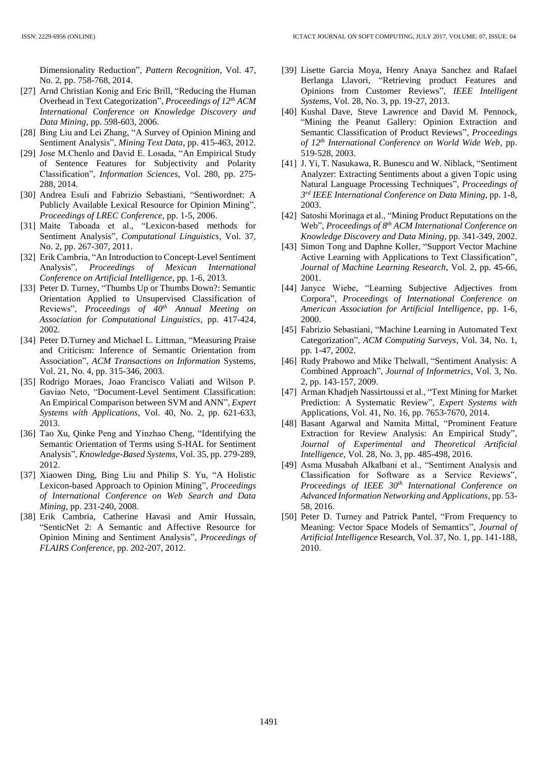Dimensionality Reduction", *Pattern Recognition*, Vol. 47, No. 2, pp. 758-768, 2014.

[27] Arnd Christian Konig and Eric Brill, "Reducing the Human Overhead in Text Categorization", *Proceedings of 12th ACM International Conference on Knowledge Discovery and Data Mining*, pp. 598-603, 2006.

[28] Bing Liu and Lei Zhang, "A Survey of Opinion Mining and Sentiment Analysis", *Mining Text Data*, pp. 415-463, 2012.

[29] Jose M.Chenlo and David E. Losada, "An Empirical Study of Sentence Features for Subjectivity and Polarity Classification", *Information Sciences*, Vol. 280, pp. 275-288, 2014.

[30] Andrea Esuli and Fabrizio Sebastiani, "Sentiwordnet: A Publicly Available Lexical Resource for Opinion Mining", *Proceedings of LREC Conference*, pp. 1-5, 2006.

[31] Maite Taboada et al., "Lexicon-based methods for Sentiment Analysis", *Computational Linguistics*, Vol. 37, No. 2, pp. 267-307, 2011.

[32] Erik Cambria, "An Introduction to Concept-Level Sentiment Analysis", *Proceedings of Mexican International Conference on Artificial Intelligence*, pp. 1-6, 2013.

[33] Peter D. Turney, "Thumbs Up or Thumbs Down?: Semantic Orientation Applied to Unsupervised Classification of Reviews", *Proceedings of 40th Annual Meeting on Association for Computational Linguistics*, pp. 417-424, 2002.

[34] Peter D.Turney and Michael L. Littman, "Measuring Praise and Criticism: Inference of Semantic Orientation from Association", *ACM Transactions on Information* Systems, Vol. 21, No. 4, pp. 315-346, 2003.

[35] Rodrigo Moraes, Joao Francisco Valiati and Wilson P. Gaviao Neto, "Document-Level Sentiment Classification: An Empirical Comparison between SVM and ANN", *Expert Systems with Applications*, Vol. 40, No. 2, pp. 621-633, 2013.

[36] Tao Xu, Qinke Peng and Yinzhao Cheng, "Identifying the Semantic Orientation of Terms using S-HAL for Sentiment Analysis", *Knowledge-Based Systems*, Vol. 35, pp. 279-289, 2012.

[37] Xiaowen Ding, Bing Liu and Philip S. Yu, "A Holistic Lexicon-based Approach to Opinion Mining", *Proceedings of International Conference on Web Search and Data Mining*, pp. 231-240, 2008.

[38] Erik Cambria, Catherine Havasi and Amir Hussain, "SenticNet 2: A Semantic and Affective Resource for Opinion Mining and Sentiment Analysis", *Proceedings of FLAIRS Conference*, pp. 202-207, 2012.

[39] Lisette Garcia Moya, Henry Anaya Sanchez and Rafael Berlanga Llavori, "Retrieving product Features and Opinions from Customer Reviews", *IEEE Intelligent Systems*, Vol. 28, No. 3, pp. 19-27, 2013.

[40] Kushal Dave, Steve Lawrence and David M. Pennock, "Mining the Peanut Gallery: Opinion Extraction and Semantic Classification of Product Reviews", *Proceedings of 12th International Conference on World Wide Web*, pp. 519-528, 2003.

[41] J. Yi, T. Nasukawa, R. Bunescu and W. Niblack, "Sentiment Analyzer: Extracting Sentiments about a given Topic using Natural Language Processing Techniques", *Proceedings of 3rd IEEE International Conference on Data Mining*, pp. 1-8, 2003.

[42] Satoshi Morinaga et al., "Mining Product Reputations on the Web", *Proceedings of 8th ACM International Conference on Knowledge Discovery and Data Mining*, pp. 341-349, 2002.

[43] Simon Tong and Daphne Koller, "Support Vector Machine Active Learning with Applications to Text Classification", *Journal of Machine Learning Research*, Vol. 2, pp. 45-66, 2001.

[44] Janyce Wiebe, "Learning Subjective Adjectives from Corpora", *Proceedings of International Conference on American Association for Artificial Intelligence*, pp. 1-6, 2000.

[45] Fabrizio Sebastiani, "Machine Learning in Automated Text Categorization", *ACM Computing Surveys*, Vol. 34, No. 1, pp. 1-47, 2002.

[46] Rudy Prabowo and Mike Thelwall, "Sentiment Analysis: A Combined Approach", *Journal of Informetrics*, Vol. 3, No. 2, pp. 143-157, 2009.

[47] Arman Khadjeh Nassirtoussi et al., "Text Mining for Market Prediction: A Systematic Review", *Expert Systems with* Applications, Vol. 41, No. 16, pp. 7653-7670, 2014.

[48] Basant Agarwal and Namita Mittal, "Prominent Feature Extraction for Review Analysis: An Empirical Study", *Journal of Experimental and Theoretical Artificial Intelligence*, Vol. 28, No. 3, pp. 485-498, 2016.

[49] Asma Musabah Alkalbani et al., "Sentiment Analysis and Classification for Software as a Service Reviews", *Proceedings of IEEE 30th International Conference on Advanced Information Networking and Applications*, pp. 53-58, 2016.

[50] Peter D. Turney and Patrick Pantel, "From Frequency to Meaning: Vector Space Models of Semantics", *Journal of Artificial Intelligence* Research, Vol. 37, No. 1, pp. 141-188, 2010.